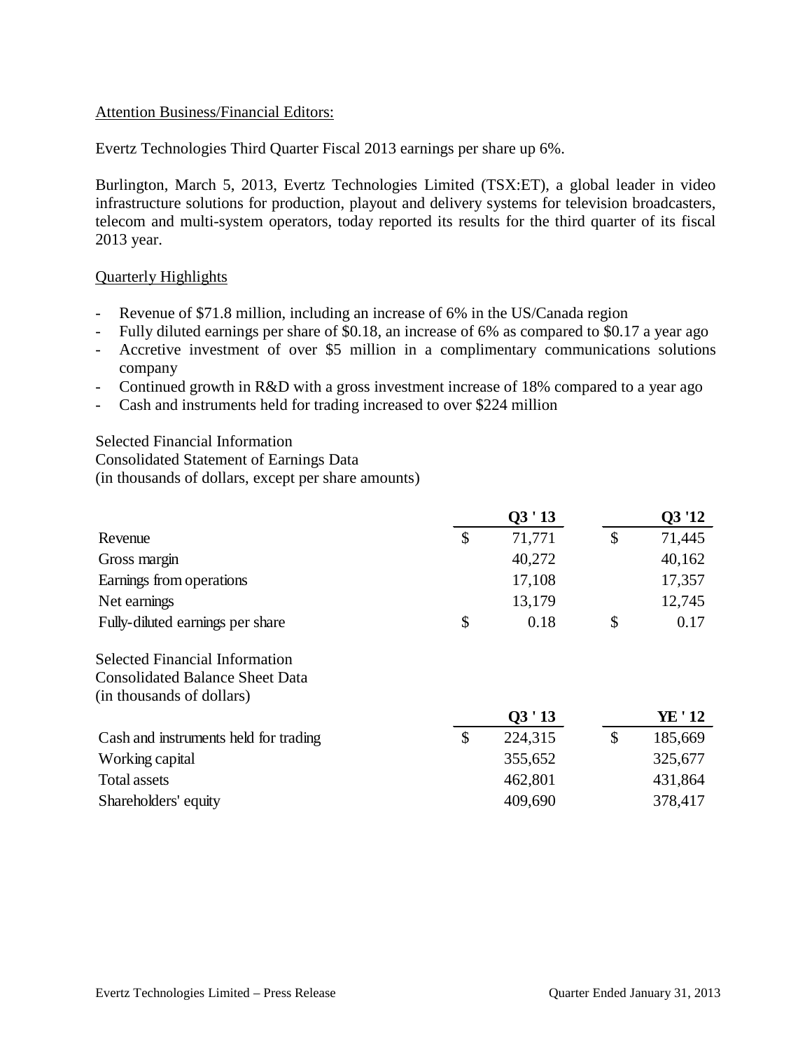Attention Business/Financial Editors:

Evertz Technologies Third Quarter Fiscal 2013 earnings per share up 6%.

Burlington, March 5, 2013, Evertz Technologies Limited (TSX:ET), a global leader in video infrastructure solutions for production, playout and delivery systems for television broadcasters, telecom and multi-system operators, today reported its results for the third quarter of its fiscal 2013 year.

Quarterly Highlights

- Revenue of $71.8 million, including an increase of 6% in the US/Canada region
- Fully diluted earnings per share of $0.18, an increase of 6% as compared to $0.17 a year ago
- Accretive investment of over $5 million in a complimentary communications solutions company
- Continued growth in R&D with a gross investment increase of 18% compared to a year ago
- Cash and instruments held for trading increased to over $224 million

Selected Financial Information
Consolidated Statement of Earnings Data
(in thousands of dollars, except per share amounts)

| | Q3 ' 13 | Q3 '12 |
|---|---|---|
| Revenue | $ 71,771 | $ 71,445 |
| Gross margin | 40,272 | 40,162 |
| Earnings from operations | 17,108 | 17,357 |
| Net earnings | 13,179 | 12,745 |
| Fully-diluted earnings per share | $ 0.18 | $ 0.17 |

Selected Financial Information
Consolidated Balance Sheet Data
(in thousands of dollars)

| | Q3 ' 13 | YE ' 12 |
|---|---|---|
| Cash and instruments held for trading | $ 224,315 | $ 185,669 |
| Working capital | 355,652 | 325,677 |
| Total assets | 462,801 | 431,864 |
| Shareholders' equity | 409,690 | 378,417 |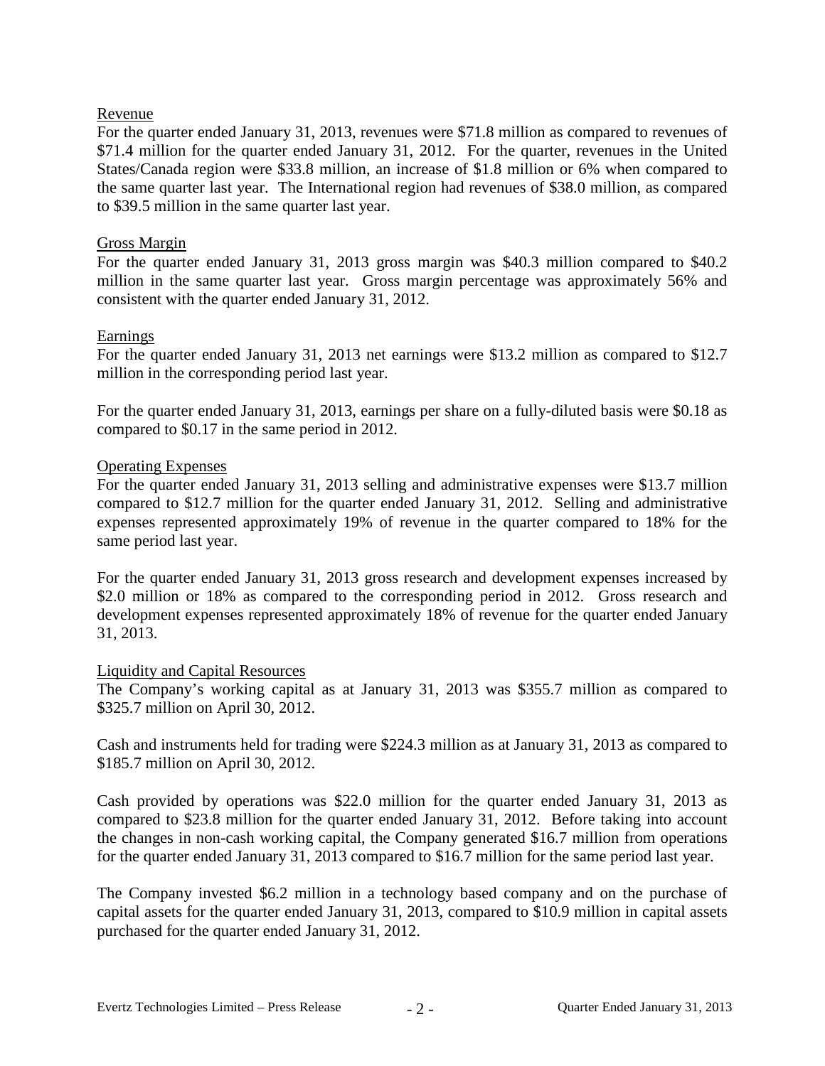## Revenue

For the quarter ended January 31, 2013, revenues were $71.8 million as compared to revenues of $71.4 million for the quarter ended January 31, 2012. For the quarter, revenues in the United States/Canada region were $33.8 million, an increase of $1.8 million or 6% when compared to the same quarter last year. The International region had revenues of $38.0 million, as compared to $39.5 million in the same quarter last year.

## Gross Margin

For the quarter ended January 31, 2013 gross margin was $40.3 million compared to $40.2 million in the same quarter last year. Gross margin percentage was approximately 56% and consistent with the quarter ended January 31, 2012.

## Earnings

For the quarter ended January 31, 2013 net earnings were $13.2 million as compared to $12.7 million in the corresponding period last year.

For the quarter ended January 31, 2013, earnings per share on a fully-diluted basis were $0.18 as compared to $0.17 in the same period in 2012.

## Operating Expenses

For the quarter ended January 31, 2013 selling and administrative expenses were $13.7 million compared to $12.7 million for the quarter ended January 31, 2012. Selling and administrative expenses represented approximately 19% of revenue in the quarter compared to 18% for the same period last year.

For the quarter ended January 31, 2013 gross research and development expenses increased by $2.0 million or 18% as compared to the corresponding period in 2012. Gross research and development expenses represented approximately 18% of revenue for the quarter ended January 31, 2013.

## Liquidity and Capital Resources

The Company's working capital as at January 31, 2013 was $355.7 million as compared to $325.7 million on April 30, 2012.

Cash and instruments held for trading were $224.3 million as at January 31, 2013 as compared to $185.7 million on April 30, 2012.

Cash provided by operations was $22.0 million for the quarter ended January 31, 2013 as compared to $23.8 million for the quarter ended January 31, 2012. Before taking into account the changes in non-cash working capital, the Company generated $16.7 million from operations for the quarter ended January 31, 2013 compared to $16.7 million for the same period last year.

The Company invested $6.2 million in a technology based company and on the purchase of capital assets for the quarter ended January 31, 2013, compared to $10.9 million in capital assets purchased for the quarter ended January 31, 2012.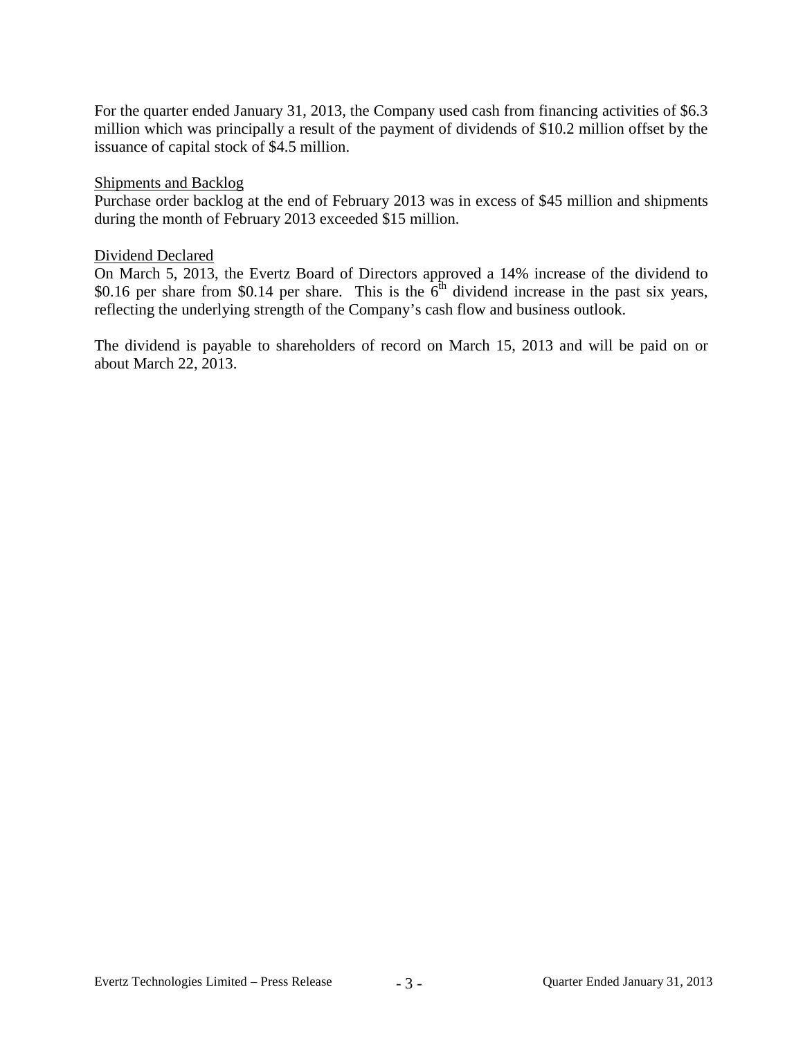For the quarter ended January 31, 2013, the Company used cash from financing activities of $6.3 million which was principally a result of the payment of dividends of $10.2 million offset by the issuance of capital stock of $4.5 million.

Shipments and Backlog

Purchase order backlog at the end of February 2013 was in excess of $45 million and shipments during the month of February 2013 exceeded $15 million.

Dividend Declared

On March 5, 2013, the Evertz Board of Directors approved a 14% increase of the dividend to $0.16 per share from $0.14 per share. This is the 6th dividend increase in the past six years, reflecting the underlying strength of the Company's cash flow and business outlook.

The dividend is payable to shareholders of record on March 15, 2013 and will be paid on or about March 22, 2013.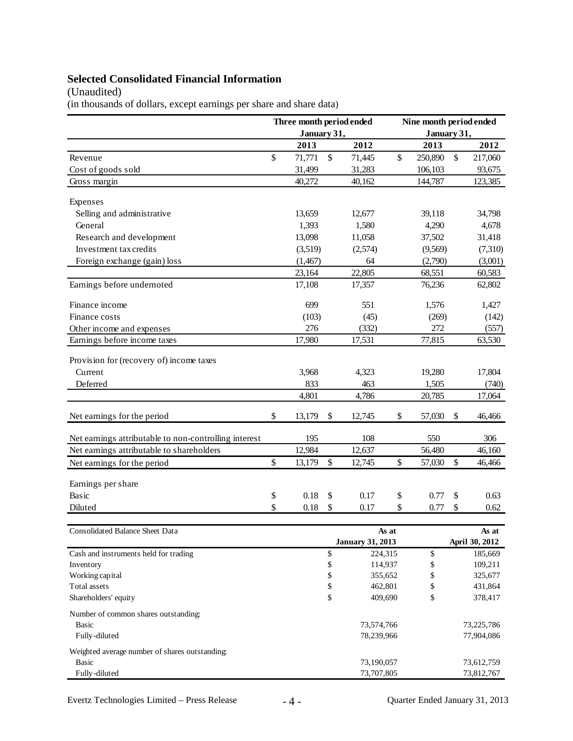## Selected Consolidated Financial Information

(Unaudited)

(in thousands of dollars, except earnings per share and share data)

| | Three month period ended January 31, | | Nine month period ended January 31, | |
|---|---|---|---|---|
| | 2013 | 2012 | 2013 | 2012 |
| Revenue | $ 71,771 | $ 71,445 | $ 250,890 | $ 217,060 |
| Cost of goods sold | 31,499 | 31,283 | 106,103 | 93,675 |
| Gross margin | 40,272 | 40,162 | 144,787 | 123,385 |
| Expenses | | | | |
| Selling and administrative | 13,659 | 12,677 | 39,118 | 34,798 |
| General | 1,393 | 1,580 | 4,290 | 4,678 |
| Research and development | 13,098 | 11,058 | 37,502 | 31,418 |
| Investment tax credits | (3,519) | (2,574) | (9,569) | (7,310) |
| Foreign exchange (gain) loss | (1,467) | 64 | (2,790) | (3,001) |
| | 23,164 | 22,805 | 68,551 | 60,583 |
| Earnings before undernoted | 17,108 | 17,357 | 76,236 | 62,802 |
| Finance income | 699 | 551 | 1,576 | 1,427 |
| Finance costs | (103) | (45) | (269) | (142) |
| Other income and expenses | 276 | (332) | 272 | (557) |
| Earnings before income taxes | 17,980 | 17,531 | 77,815 | 63,530 |
| Provision for (recovery of) income taxes | | | | |
| Current | 3,968 | 4,323 | 19,280 | 17,804 |
| Deferred | 833 | 463 | 1,505 | (740) |
| | 4,801 | 4,786 | 20,785 | 17,064 |
| Net earnings for the period | $ 13,179 | $ 12,745 | $ 57,030 | $ 46,466 |
| Net earnings attributable to non-controlling interest | 195 | 108 | 550 | 306 |
| Net earnings attributable to shareholders | 12,984 | 12,637 | 56,480 | 46,160 |
| Net earnings for the period | $ 13,179 | $ 12,745 | $ 57,030 | $ 46,466 |
| Earnings per share | | | | |
| Basic | $ 0.18 | $ 0.17 | $ 0.77 | $ 0.63 |
| Diluted | $ 0.18 | $ 0.17 | $ 0.77 | $ 0.62 |

| Consolidated Balance Sheet Data | As at January 31, 2013 | As at April 30, 2012 |
|---|---|---|
| Cash and instruments held for trading | $ 224,315 | $ 185,669 |
| Inventory | $ 114,937 | $ 109,211 |
| Working capital | $ 355,652 | $ 325,677 |
| Total assets | $ 462,801 | $ 431,864 |
| Shareholders' equity | $ 409,690 | $ 378,417 |
| Number of common shares outstanding: | | |
| Basic | 73,574,766 | 73,225,786 |
| Fully-diluted | 78,239,966 | 77,904,086 |
| Weighted average number of shares outstanding: | | |
| Basic | 73,190,057 | 73,612,759 |
| Fully-diluted | 73,707,805 | 73,812,767 |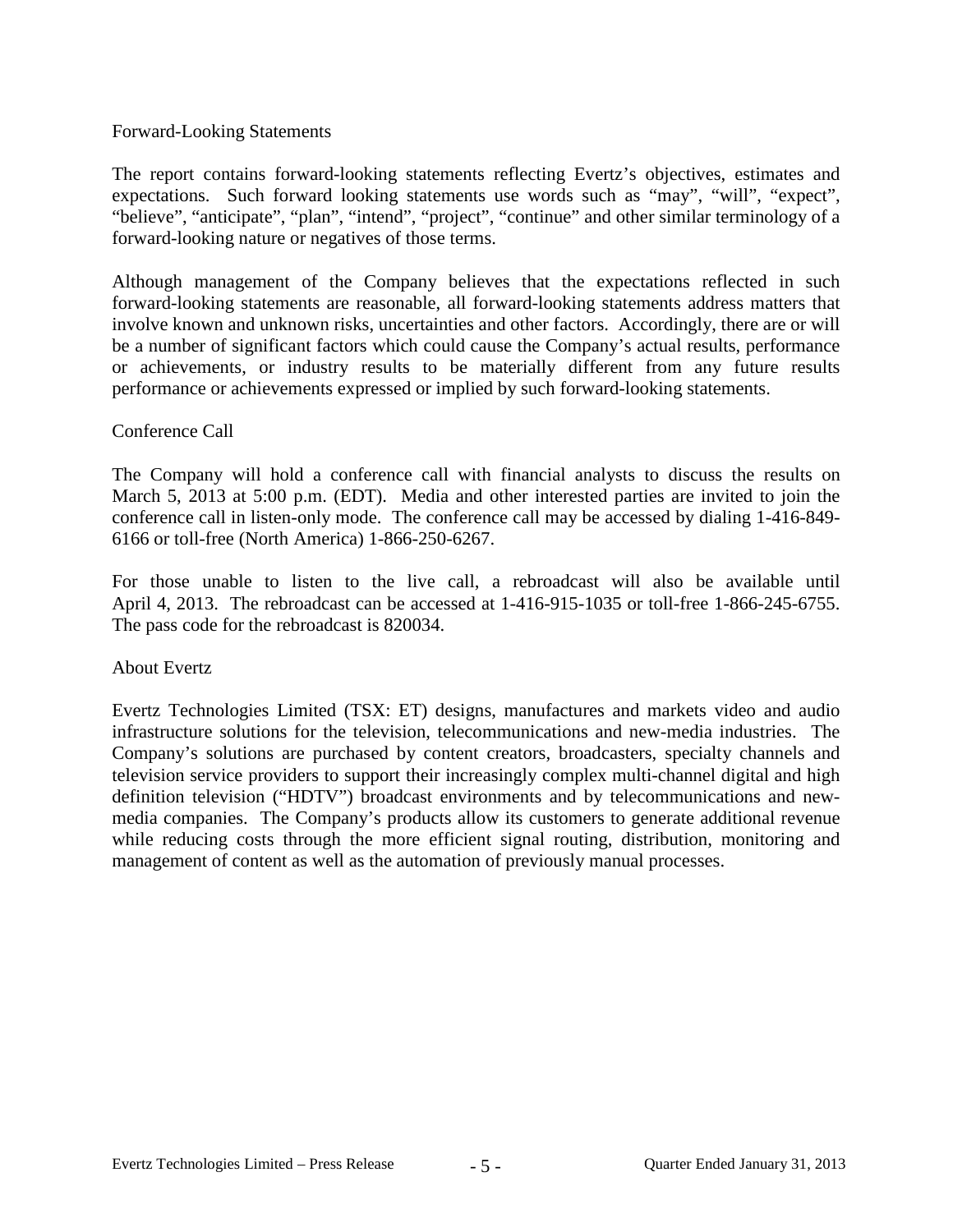## Forward-Looking Statements

The report contains forward-looking statements reflecting Evertz's objectives, estimates and expectations. Such forward looking statements use words such as "may", "will", "expect", "believe", "anticipate", "plan", "intend", "project", "continue" and other similar terminology of a forward-looking nature or negatives of those terms.

Although management of the Company believes that the expectations reflected in such forward-looking statements are reasonable, all forward-looking statements address matters that involve known and unknown risks, uncertainties and other factors. Accordingly, there are or will be a number of significant factors which could cause the Company's actual results, performance or achievements, or industry results to be materially different from any future results performance or achievements expressed or implied by such forward-looking statements.

## Conference Call

The Company will hold a conference call with financial analysts to discuss the results on March 5, 2013 at 5:00 p.m. (EDT). Media and other interested parties are invited to join the conference call in listen-only mode. The conference call may be accessed by dialing 1-416-849-6166 or toll-free (North America) 1-866-250-6267.

For those unable to listen to the live call, a rebroadcast will also be available until April 4, 2013. The rebroadcast can be accessed at 1-416-915-1035 or toll-free 1-866-245-6755. The pass code for the rebroadcast is 820034.

## About Evertz

Evertz Technologies Limited (TSX: ET) designs, manufactures and markets video and audio infrastructure solutions for the television, telecommunications and new-media industries. The Company's solutions are purchased by content creators, broadcasters, specialty channels and television service providers to support their increasingly complex multi-channel digital and high definition television ("HDTV") broadcast environments and by telecommunications and new-media companies. The Company's products allow its customers to generate additional revenue while reducing costs through the more efficient signal routing, distribution, monitoring and management of content as well as the automation of previously manual processes.